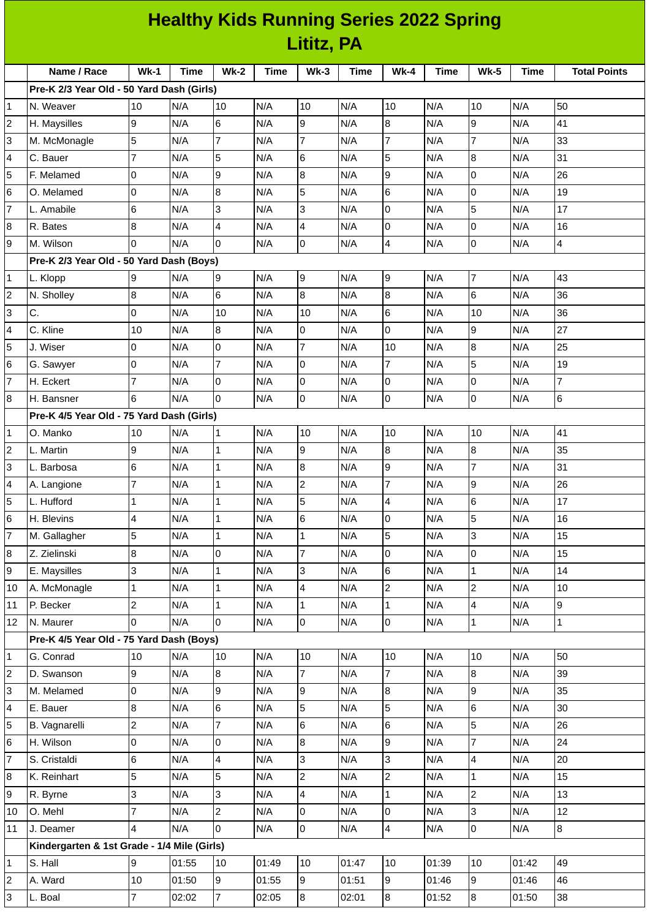# Healthy Kids Running Series 2022 Spring

## Lititz, PA

| | Name / Race | Wk-1 | Time | Wk-2 | Time | Wk-3 | Time | Wk-4 | Time | Wk-5 | Time | Total Points |
|---|---|---|---|---|---|---|---|---|---|---|---|---|
| | **Pre-K 2/3 Year Old - 50 Yard Dash (Girls)** | | | | | | | | | | | |
| 1 | N. Weaver | 10 | N/A | 10 | N/A | 10 | N/A | 10 | N/A | 10 | N/A | 50 |
| 2 | H. Maysilles | 9 | N/A | 6 | N/A | 9 | N/A | 8 | N/A | 9 | N/A | 41 |
| 3 | M. McMonagle | 5 | N/A | 7 | N/A | 7 | N/A | 7 | N/A | 7 | N/A | 33 |
| 4 | C. Bauer | 7 | N/A | 5 | N/A | 6 | N/A | 5 | N/A | 8 | N/A | 31 |
| 5 | F. Melamed | 0 | N/A | 9 | N/A | 8 | N/A | 9 | N/A | 0 | N/A | 26 |
| 6 | O. Melamed | 0 | N/A | 8 | N/A | 5 | N/A | 6 | N/A | 0 | N/A | 19 |
| 7 | L. Amabile | 6 | N/A | 3 | N/A | 3 | N/A | 0 | N/A | 5 | N/A | 17 |
| 8 | R. Bates | 8 | N/A | 4 | N/A | 4 | N/A | 0 | N/A | 0 | N/A | 16 |
| 9 | M. Wilson | 0 | N/A | 0 | N/A | 0 | N/A | 4 | N/A | 0 | N/A | 4 |
| | **Pre-K 2/3 Year Old - 50 Yard Dash (Boys)** | | | | | | | | | | | |
| 1 | L. Klopp | 9 | N/A | 9 | N/A | 9 | N/A | 9 | N/A | 7 | N/A | 43 |
| 2 | N. Sholley | 8 | N/A | 6 | N/A | 8 | N/A | 8 | N/A | 6 | N/A | 36 |
| 3 | C. | 0 | N/A | 10 | N/A | 10 | N/A | 6 | N/A | 10 | N/A | 36 |
| 4 | C. Kline | 10 | N/A | 8 | N/A | 0 | N/A | 0 | N/A | 9 | N/A | 27 |
| 5 | J. Wiser | 0 | N/A | 0 | N/A | 7 | N/A | 10 | N/A | 8 | N/A | 25 |
| 6 | G. Sawyer | 0 | N/A | 7 | N/A | 0 | N/A | 7 | N/A | 5 | N/A | 19 |
| 7 | H. Eckert | 7 | N/A | 0 | N/A | 0 | N/A | 0 | N/A | 0 | N/A | 7 |
| 8 | H. Bansner | 6 | N/A | 0 | N/A | 0 | N/A | 0 | N/A | 0 | N/A | 6 |
| | **Pre-K 4/5 Year Old - 75 Yard Dash (Girls)** | | | | | | | | | | | |
| 1 | O. Manko | 10 | N/A | 1 | N/A | 10 | N/A | 10 | N/A | 10 | N/A | 41 |
| 2 | L. Martin | 9 | N/A | 1 | N/A | 9 | N/A | 8 | N/A | 8 | N/A | 35 |
| 3 | L. Barbosa | 6 | N/A | 1 | N/A | 8 | N/A | 9 | N/A | 7 | N/A | 31 |
| 4 | A. Langione | 7 | N/A | 1 | N/A | 2 | N/A | 7 | N/A | 9 | N/A | 26 |
| 5 | L. Hufford | 1 | N/A | 1 | N/A | 5 | N/A | 4 | N/A | 6 | N/A | 17 |
| 6 | H. Blevins | 4 | N/A | 1 | N/A | 6 | N/A | 0 | N/A | 5 | N/A | 16 |
| 7 | M. Gallagher | 5 | N/A | 1 | N/A | 1 | N/A | 5 | N/A | 3 | N/A | 15 |
| 8 | Z. Zielinski | 8 | N/A | 0 | N/A | 7 | N/A | 0 | N/A | 0 | N/A | 15 |
| 9 | E. Maysilles | 3 | N/A | 1 | N/A | 3 | N/A | 6 | N/A | 1 | N/A | 14 |
| 10 | A. McMonagle | 1 | N/A | 1 | N/A | 4 | N/A | 2 | N/A | 2 | N/A | 10 |
| 11 | P. Becker | 2 | N/A | 1 | N/A | 1 | N/A | 1 | N/A | 4 | N/A | 9 |
| 12 | N. Maurer | 0 | N/A | 0 | N/A | 0 | N/A | 0 | N/A | 1 | N/A | 1 |
| | **Pre-K 4/5 Year Old - 75 Yard Dash (Boys)** | | | | | | | | | | | |
| 1 | G. Conrad | 10 | N/A | 10 | N/A | 10 | N/A | 10 | N/A | 10 | N/A | 50 |
| 2 | D. Swanson | 9 | N/A | 8 | N/A | 7 | N/A | 7 | N/A | 8 | N/A | 39 |
| 3 | M. Melamed | 0 | N/A | 9 | N/A | 9 | N/A | 8 | N/A | 9 | N/A | 35 |
| 4 | E. Bauer | 8 | N/A | 6 | N/A | 5 | N/A | 5 | N/A | 6 | N/A | 30 |
| 5 | B. Vagnarelli | 2 | N/A | 7 | N/A | 6 | N/A | 6 | N/A | 5 | N/A | 26 |
| 6 | H. Wilson | 0 | N/A | 0 | N/A | 8 | N/A | 9 | N/A | 7 | N/A | 24 |
| 7 | S. Cristaldi | 6 | N/A | 4 | N/A | 3 | N/A | 3 | N/A | 4 | N/A | 20 |
| 8 | K. Reinhart | 5 | N/A | 5 | N/A | 2 | N/A | 2 | N/A | 1 | N/A | 15 |
| 9 | R. Byrne | 3 | N/A | 3 | N/A | 4 | N/A | 1 | N/A | 2 | N/A | 13 |
| 10 | O. Mehl | 7 | N/A | 2 | N/A | 0 | N/A | 0 | N/A | 3 | N/A | 12 |
| 11 | J. Deamer | 4 | N/A | 0 | N/A | 0 | N/A | 4 | N/A | 0 | N/A | 8 |
| | **Kindergarten & 1st Grade - 1/4 Mile (Girls)** | | | | | | | | | | | |
| 1 | S. Hall | 9 | 01:55 | 10 | 01:49 | 10 | 01:47 | 10 | 01:39 | 10 | 01:42 | 49 |
| 2 | A. Ward | 10 | 01:50 | 9 | 01:55 | 9 | 01:51 | 9 | 01:46 | 9 | 01:46 | 46 |
| 3 | L. Boal | 7 | 02:02 | 7 | 02:05 | 8 | 02:01 | 8 | 01:52 | 8 | 01:50 | 38 |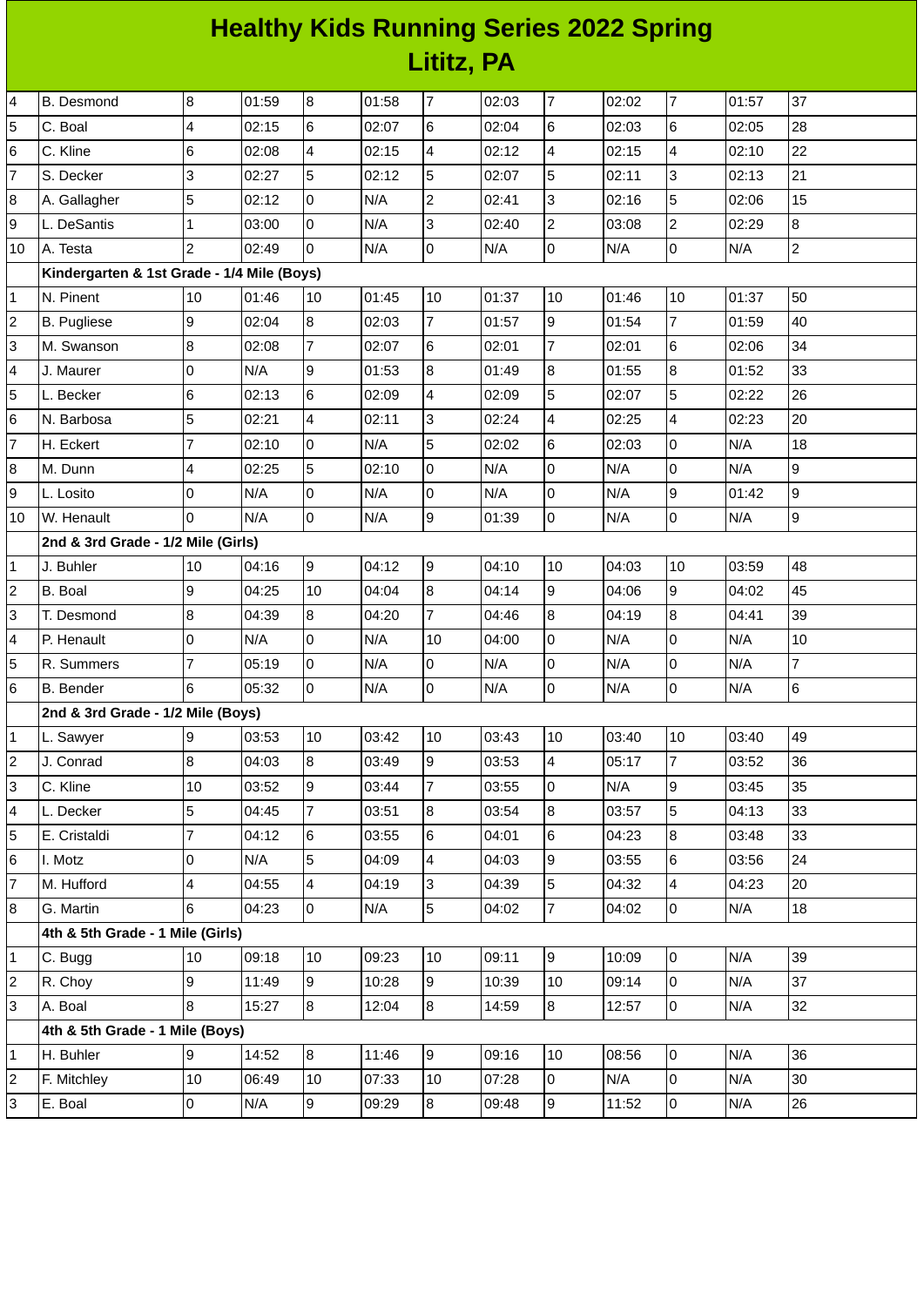# Healthy Kids Running Series 2022 Spring
## Lititz, PA

| | | | | | | | | | | | | |
|---|---|---|---|---|---|---|---|---|---|---|---|---|
| 4 | B. Desmond | 8 | 01:59 | 8 | 01:58 | 7 | 02:03 | 7 | 02:02 | 7 | 01:57 | 37 |
| 5 | C. Boal | 4 | 02:15 | 6 | 02:07 | 6 | 02:04 | 6 | 02:03 | 6 | 02:05 | 28 |
| 6 | C. Kline | 6 | 02:08 | 4 | 02:15 | 4 | 02:12 | 4 | 02:15 | 4 | 02:10 | 22 |
| 7 | S. Decker | 3 | 02:27 | 5 | 02:12 | 5 | 02:07 | 5 | 02:11 | 3 | 02:13 | 21 |
| 8 | A. Gallagher | 5 | 02:12 | 0 | N/A | 2 | 02:41 | 3 | 02:16 | 5 | 02:06 | 15 |
| 9 | L. DeSantis | 1 | 03:00 | 0 | N/A | 3 | 02:40 | 2 | 03:08 | 2 | 02:29 | 8 |
| 10 | A. Testa | 2 | 02:49 | 0 | N/A | 0 | N/A | 0 | N/A | 0 | N/A | 2 |
| | **Kindergarten & 1st Grade - 1/4 Mile (Boys)** | | | | | | | | | | | |
| 1 | N. Pinent | 10 | 01:46 | 10 | 01:45 | 10 | 01:37 | 10 | 01:46 | 10 | 01:37 | 50 |
| 2 | B. Pugliese | 9 | 02:04 | 8 | 02:03 | 7 | 01:57 | 9 | 01:54 | 7 | 01:59 | 40 |
| 3 | M. Swanson | 8 | 02:08 | 7 | 02:07 | 6 | 02:01 | 7 | 02:01 | 6 | 02:06 | 34 |
| 4 | J. Maurer | 0 | N/A | 9 | 01:53 | 8 | 01:49 | 8 | 01:55 | 8 | 01:52 | 33 |
| 5 | L. Becker | 6 | 02:13 | 6 | 02:09 | 4 | 02:09 | 5 | 02:07 | 5 | 02:22 | 26 |
| 6 | N. Barbosa | 5 | 02:21 | 4 | 02:11 | 3 | 02:24 | 4 | 02:25 | 4 | 02:23 | 20 |
| 7 | H. Eckert | 7 | 02:10 | 0 | N/A | 5 | 02:02 | 6 | 02:03 | 0 | N/A | 18 |
| 8 | M. Dunn | 4 | 02:25 | 5 | 02:10 | 0 | N/A | 0 | N/A | 0 | N/A | 9 |
| 9 | L. Losito | 0 | N/A | 0 | N/A | 0 | N/A | 0 | N/A | 9 | 01:42 | 9 |
| 10 | W. Henault | 0 | N/A | 0 | N/A | 9 | 01:39 | 0 | N/A | 0 | N/A | 9 |
| | **2nd & 3rd Grade - 1/2 Mile (Girls)** | | | | | | | | | | | |
| 1 | J. Buhler | 10 | 04:16 | 9 | 04:12 | 9 | 04:10 | 10 | 04:03 | 10 | 03:59 | 48 |
| 2 | B. Boal | 9 | 04:25 | 10 | 04:04 | 8 | 04:14 | 9 | 04:06 | 9 | 04:02 | 45 |
| 3 | T. Desmond | 8 | 04:39 | 8 | 04:20 | 7 | 04:46 | 8 | 04:19 | 8 | 04:41 | 39 |
| 4 | P. Henault | 0 | N/A | 0 | N/A | 10 | 04:00 | 0 | N/A | 0 | N/A | 10 |
| 5 | R. Summers | 7 | 05:19 | 0 | N/A | 0 | N/A | 0 | N/A | 0 | N/A | 7 |
| 6 | B. Bender | 6 | 05:32 | 0 | N/A | 0 | N/A | 0 | N/A | 0 | N/A | 6 |
| | **2nd & 3rd Grade - 1/2 Mile (Boys)** | | | | | | | | | | | |
| 1 | L. Sawyer | 9 | 03:53 | 10 | 03:42 | 10 | 03:43 | 10 | 03:40 | 10 | 03:40 | 49 |
| 2 | J. Conrad | 8 | 04:03 | 8 | 03:49 | 9 | 03:53 | 4 | 05:17 | 7 | 03:52 | 36 |
| 3 | C. Kline | 10 | 03:52 | 9 | 03:44 | 7 | 03:55 | 0 | N/A | 9 | 03:45 | 35 |
| 4 | L. Decker | 5 | 04:45 | 7 | 03:51 | 8 | 03:54 | 8 | 03:57 | 5 | 04:13 | 33 |
| 5 | E. Cristaldi | 7 | 04:12 | 6 | 03:55 | 6 | 04:01 | 6 | 04:23 | 8 | 03:48 | 33 |
| 6 | I. Motz | 0 | N/A | 5 | 04:09 | 4 | 04:03 | 9 | 03:55 | 6 | 03:56 | 24 |
| 7 | M. Hufford | 4 | 04:55 | 4 | 04:19 | 3 | 04:39 | 5 | 04:32 | 4 | 04:23 | 20 |
| 8 | G. Martin | 6 | 04:23 | 0 | N/A | 5 | 04:02 | 7 | 04:02 | 0 | N/A | 18 |
| | **4th & 5th Grade - 1 Mile (Girls)** | | | | | | | | | | | |
| 1 | C. Bugg | 10 | 09:18 | 10 | 09:23 | 10 | 09:11 | 9 | 10:09 | 0 | N/A | 39 |
| 2 | R. Choy | 9 | 11:49 | 9 | 10:28 | 9 | 10:39 | 10 | 09:14 | 0 | N/A | 37 |
| 3 | A. Boal | 8 | 15:27 | 8 | 12:04 | 8 | 14:59 | 8 | 12:57 | 0 | N/A | 32 |
| | **4th & 5th Grade - 1 Mile (Boys)** | | | | | | | | | | | |
| 1 | H. Buhler | 9 | 14:52 | 8 | 11:46 | 9 | 09:16 | 10 | 08:56 | 0 | N/A | 36 |
| 2 | F. Mitchley | 10 | 06:49 | 10 | 07:33 | 10 | 07:28 | 0 | N/A | 0 | N/A | 30 |
| 3 | E. Boal | 0 | N/A | 9 | 09:29 | 8 | 09:48 | 9 | 11:52 | 0 | N/A | 26 |